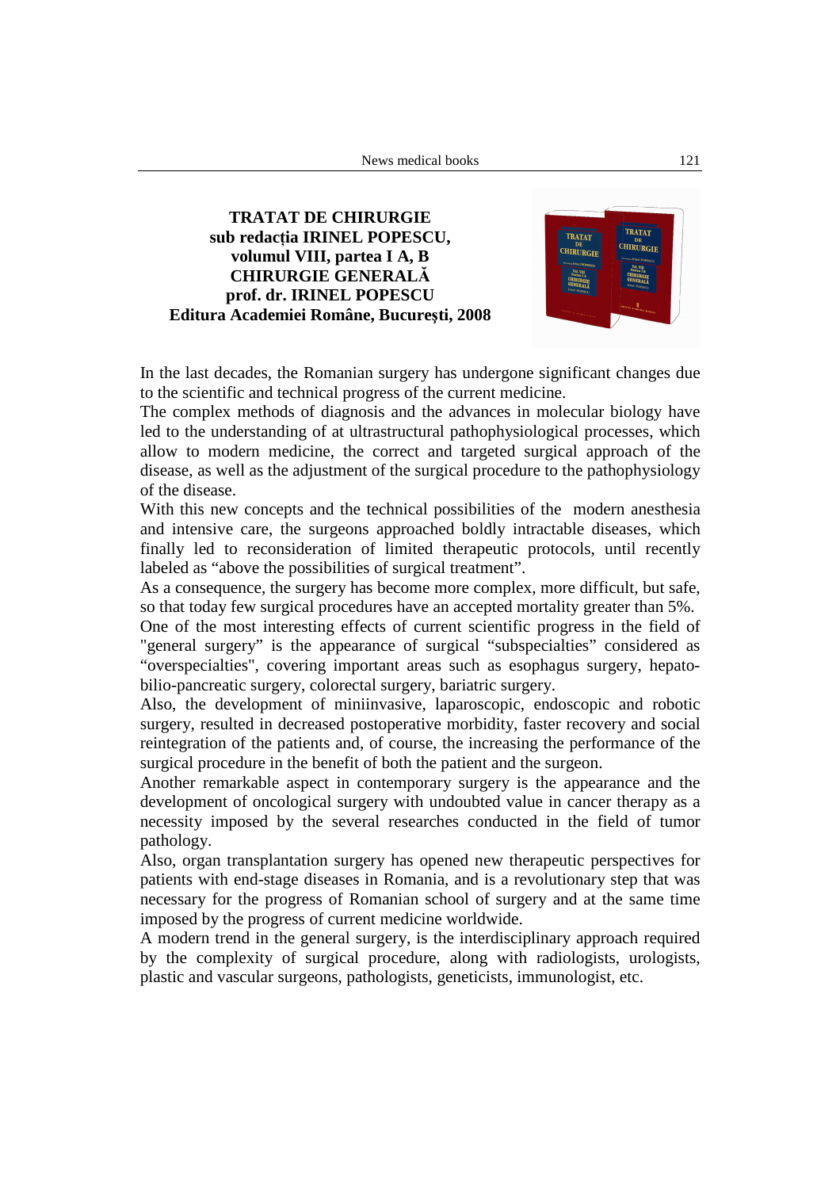**TRATAT DE CHIRURGIE**
**sub redacția IRINEL POPESCU,**
**volumul VIII, partea I A, B**
**CHIRURGIE GENERALĂ**
**prof. dr. IRINEL POPESCU**
**Editura Academiei Române, București, 2008**

In the last decades, the Romanian surgery has undergone significant changes due to the scientific and technical progress of the current medicine.

The complex methods of diagnosis and the advances in molecular biology have led to the understanding of at ultrastructural pathophysiological processes, which allow to modern medicine, the correct and targeted surgical approach of the disease, as well as the adjustment of the surgical procedure to the pathophysiology of the disease.

With this new concepts and the technical possibilities of the modern anesthesia and intensive care, the surgeons approached boldly intractable diseases, which finally led to reconsideration of limited therapeutic protocols, until recently labeled as "above the possibilities of surgical treatment".

As a consequence, the surgery has become more complex, more difficult, but safe, so that today few surgical procedures have an accepted mortality greater than 5%.

One of the most interesting effects of current scientific progress in the field of "general surgery" is the appearance of surgical "subspecialties" considered as "overspecialties", covering important areas such as esophagus surgery, hepato-bilio-pancreatic surgery, colorectal surgery, bariatric surgery.

Also, the development of miniinvasive, laparoscopic, endoscopic and robotic surgery, resulted in decreased postoperative morbidity, faster recovery and social reintegration of the patients and, of course, the increasing the performance of the surgical procedure in the benefit of both the patient and the surgeon.

Another remarkable aspect in contemporary surgery is the appearance and the development of oncological surgery with undoubted value in cancer therapy as a necessity imposed by the several researches conducted in the field of tumor pathology.

Also, organ transplantation surgery has opened new therapeutic perspectives for patients with end-stage diseases in Romania, and is a revolutionary step that was necessary for the progress of Romanian school of surgery and at the same time imposed by the progress of current medicine worldwide.

A modern trend in the general surgery, is the interdisciplinary approach required by the complexity of surgical procedure, along with radiologists, urologists, plastic and vascular surgeons, pathologists, geneticists, immunologist, etc.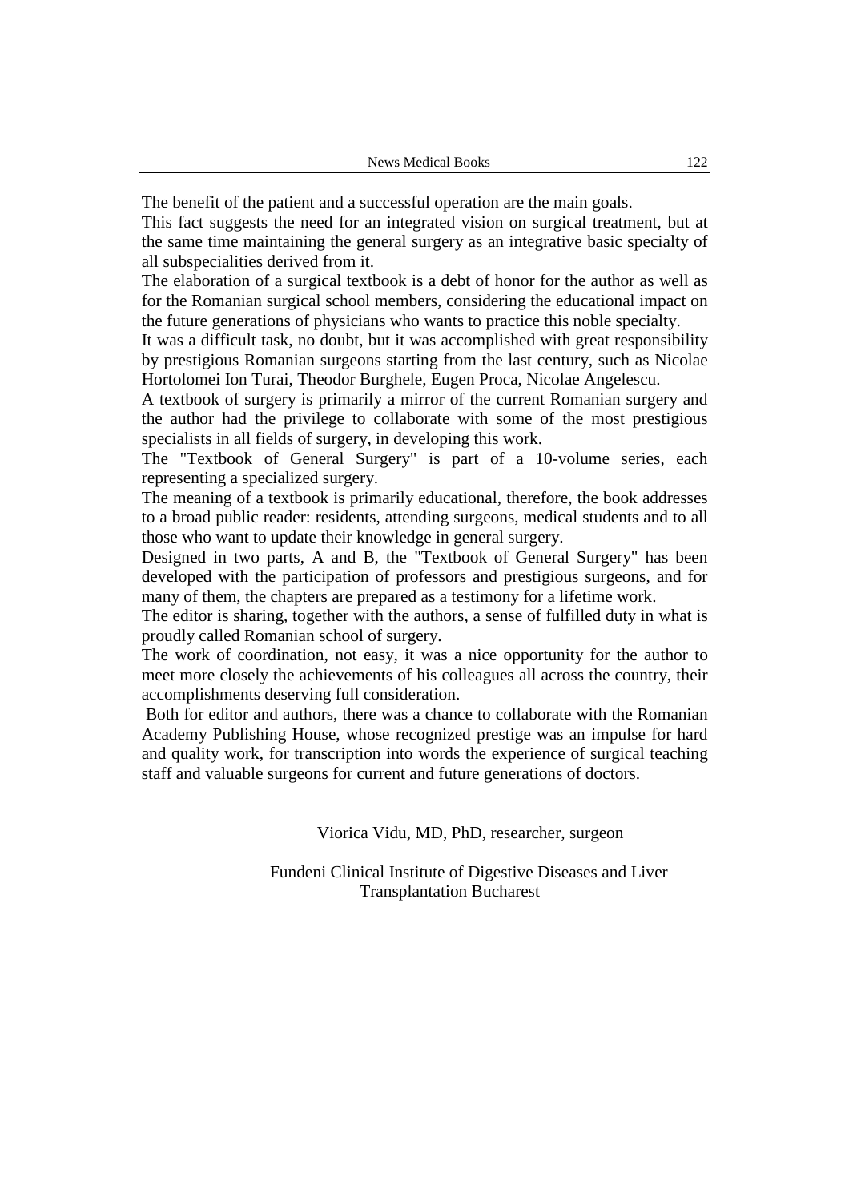The benefit of the patient and a successful operation are the main goals.

This fact suggests the need for an integrated vision on surgical treatment, but at the same time maintaining the general surgery as an integrative basic specialty of all subspecialities derived from it.

The elaboration of a surgical textbook is a debt of honor for the author as well as for the Romanian surgical school members, considering the educational impact on the future generations of physicians who wants to practice this noble specialty.

It was a difficult task, no doubt, but it was accomplished with great responsibility by prestigious Romanian surgeons starting from the last century, such as Nicolae Hortolomei Ion Turai, Theodor Burghele, Eugen Proca, Nicolae Angelescu.

A textbook of surgery is primarily a mirror of the current Romanian surgery and the author had the privilege to collaborate with some of the most prestigious specialists in all fields of surgery, in developing this work.

The "Textbook of General Surgery" is part of a 10-volume series, each representing a specialized surgery.

The meaning of a textbook is primarily educational, therefore, the book addresses to a broad public reader: residents, attending surgeons, medical students and to all those who want to update their knowledge in general surgery.

Designed in two parts, A and B, the "Textbook of General Surgery" has been developed with the participation of professors and prestigious surgeons, and for many of them, the chapters are prepared as a testimony for a lifetime work.

The editor is sharing, together with the authors, a sense of fulfilled duty in what is proudly called Romanian school of surgery.

The work of coordination, not easy, it was a nice opportunity for the author to meet more closely the achievements of his colleagues all across the country, their accomplishments deserving full consideration.

Both for editor and authors, there was a chance to collaborate with the Romanian Academy Publishing House, whose recognized prestige was an impulse for hard and quality work, for transcription into words the experience of surgical teaching staff and valuable surgeons for current and future generations of doctors.

Viorica Vidu, MD, PhD, researcher, surgeon

Fundeni Clinical Institute of Digestive Diseases and Liver Transplantation Bucharest